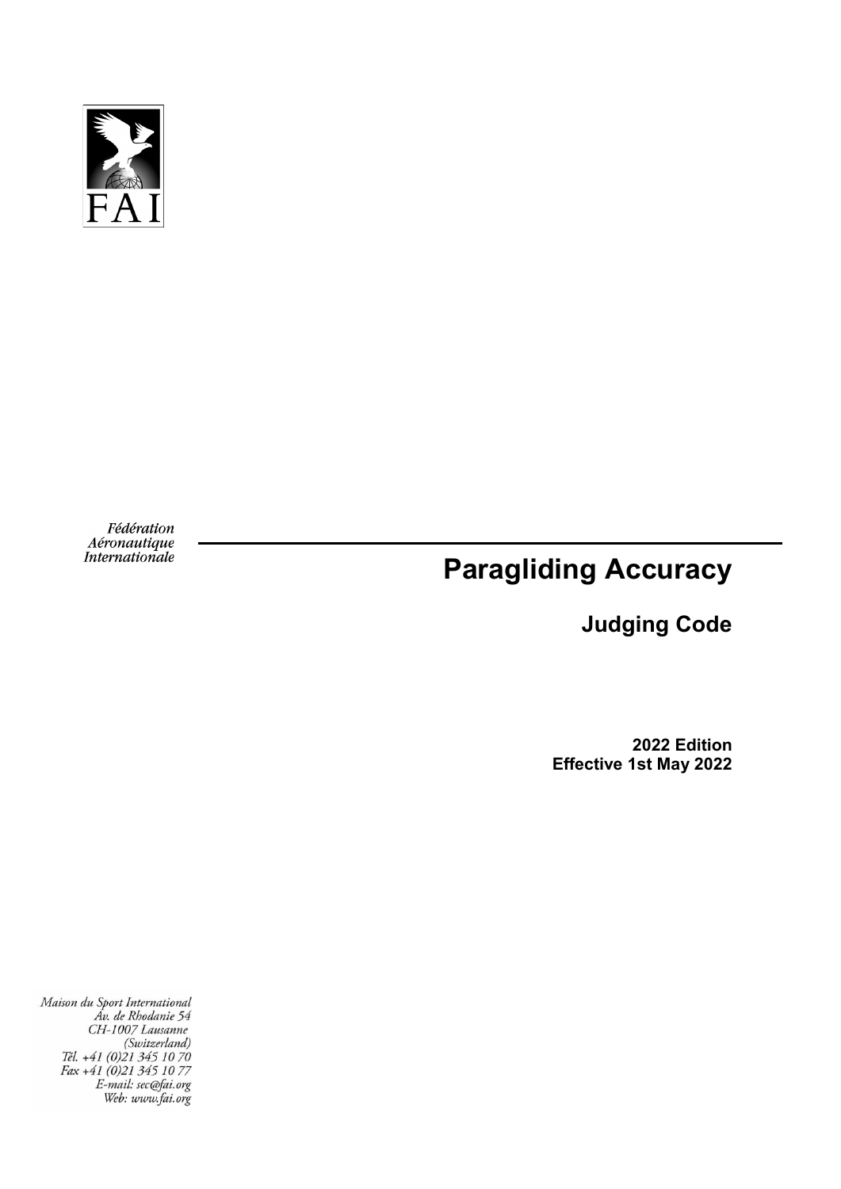FAI

Fédération Aéronautique Internationale

# Paragliding Accuracy

## Judging Code

**2022 Edition**
**Effective 1st May 2022**

Maison du Sport International
Av. de Rhodanie 54
CH-1007 Lausanne
(Switzerland)
Tél. +41 (0)21 345 10 70
Fax +41 (0)21 345 10 77
E-mail: sec@fai.org
Web: www.fai.org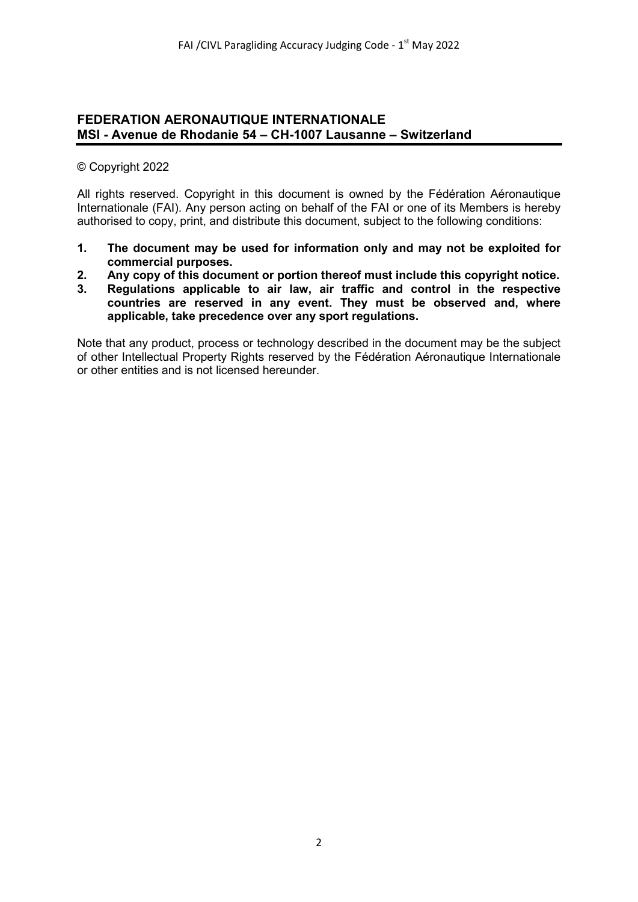## FEDERATION AERONAUTIQUE INTERNATIONALE
## MSI - Avenue de Rhodanie 54 – CH-1007 Lausanne – Switzerland

© Copyright 2022

All rights reserved. Copyright in this document is owned by the Fédération Aéronautique Internationale (FAI). Any person acting on behalf of the FAI or one of its Members is hereby authorised to copy, print, and distribute this document, subject to the following conditions:

1. **The document may be used for information only and may not be exploited for commercial purposes.**
2. **Any copy of this document or portion thereof must include this copyright notice.**
3. **Regulations applicable to air law, air traffic and control in the respective countries are reserved in any event. They must be observed and, where applicable, take precedence over any sport regulations.**

Note that any product, process or technology described in the document may be the subject of other Intellectual Property Rights reserved by the Fédération Aéronautique Internationale or other entities and is not licensed hereunder.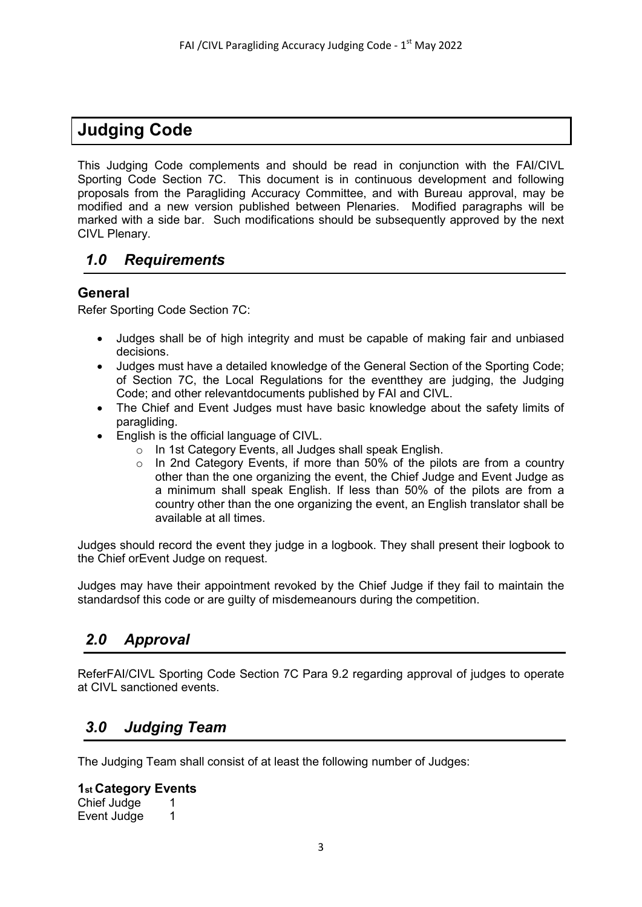# Judging Code

This Judging Code complements and should be read in conjunction with the FAI/CIVL Sporting Code Section 7C. This document is in continuous development and following proposals from the Paragliding Accuracy Committee, and with Bureau approval, may be modified and a new version published between Plenaries. Modified paragraphs will be marked with a side bar. Such modifications should be subsequently approved by the next CIVL Plenary.

## *1.0 Requirements*

### General

Refer Sporting Code Section 7C:

- Judges shall be of high integrity and must be capable of making fair and unbiased decisions.
- Judges must have a detailed knowledge of the General Section of the Sporting Code; of Section 7C, the Local Regulations for the eventthey are judging, the Judging Code; and other relevantdocuments published by FAI and CIVL.
- The Chief and Event Judges must have basic knowledge about the safety limits of paragliding.
- English is the official language of CIVL.
  - In 1st Category Events, all Judges shall speak English.
  - In 2nd Category Events, if more than 50% of the pilots are from a country other than the one organizing the event, the Chief Judge and Event Judge as a minimum shall speak English. If less than 50% of the pilots are from a country other than the one organizing the event, an English translator shall be available at all times.

Judges should record the event they judge in a logbook. They shall present their logbook to the Chief orEvent Judge on request.

Judges may have their appointment revoked by the Chief Judge if they fail to maintain the standardsof this code or are guilty of misdemeanours during the competition.

## *2.0 Approval*

ReferFAI/CIVL Sporting Code Section 7C Para 9.2 regarding approval of judges to operate at CIVL sanctioned events.

## *3.0 Judging Team*

The Judging Team shall consist of at least the following number of Judges:

**1st Category Events**

| | |
|---|---|
| Chief Judge | 1 |
| Event Judge | 1 |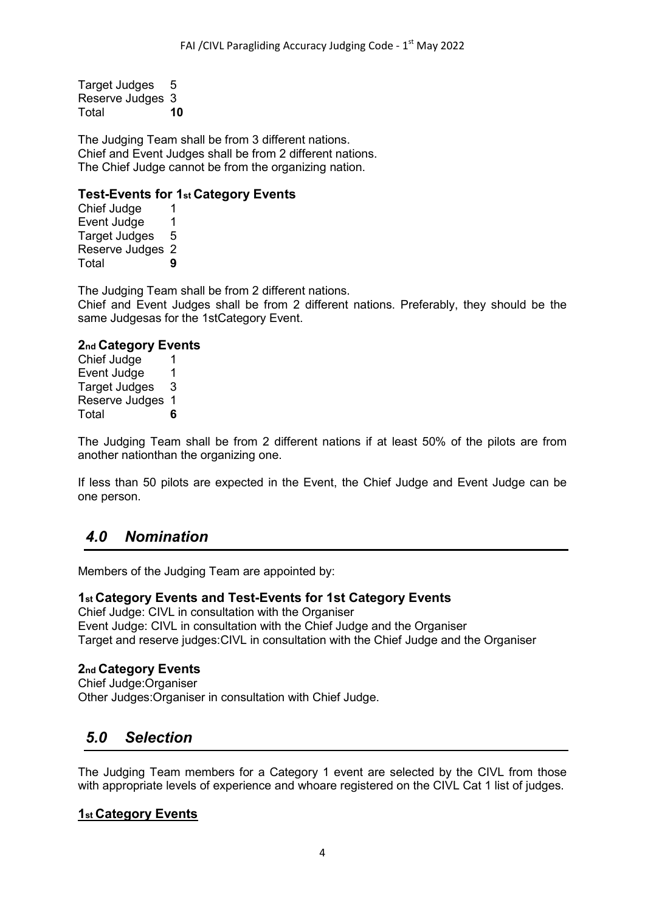| | |
|---|---|
| Target Judges | 5 |
| Reserve Judges | 3 |
| Total | **10** |

The Judging Team shall be from 3 different nations.
Chief and Event Judges shall be from 2 different nations.
The Chief Judge cannot be from the organizing nation.

### Test-Events for 1st Category Events

| | |
|---|---|
| Chief Judge | 1 |
| Event Judge | 1 |
| Target Judges | 5 |
| Reserve Judges | 2 |
| Total | **9** |

The Judging Team shall be from 2 different nations.
Chief and Event Judges shall be from 2 different nations. Preferably, they should be the same Judgesas for the 1stCategory Event.

### 2nd Category Events

| | |
|---|---|
| Chief Judge | 1 |
| Event Judge | 1 |
| Target Judges | 3 |
| Reserve Judges | 1 |
| Total | **6** |

The Judging Team shall be from 2 different nations if at least 50% of the pilots are from another nationthan the organizing one.

If less than 50 pilots are expected in the Event, the Chief Judge and Event Judge can be one person.

## *4.0 Nomination*

Members of the Judging Team are appointed by:

### 1st Category Events and Test-Events for 1st Category Events

Chief Judge: CIVL in consultation with the Organiser
Event Judge: CIVL in consultation with the Chief Judge and the Organiser
Target and reserve judges:CIVL in consultation with the Chief Judge and the Organiser

### 2nd Category Events

Chief Judge:Organiser
Other Judges:Organiser in consultation with Chief Judge.

## *5.0 Selection*

The Judging Team members for a Category 1 event are selected by the CIVL from those with appropriate levels of experience and whoare registered on the CIVL Cat 1 list of judges.

### <u>1st Category Events</u>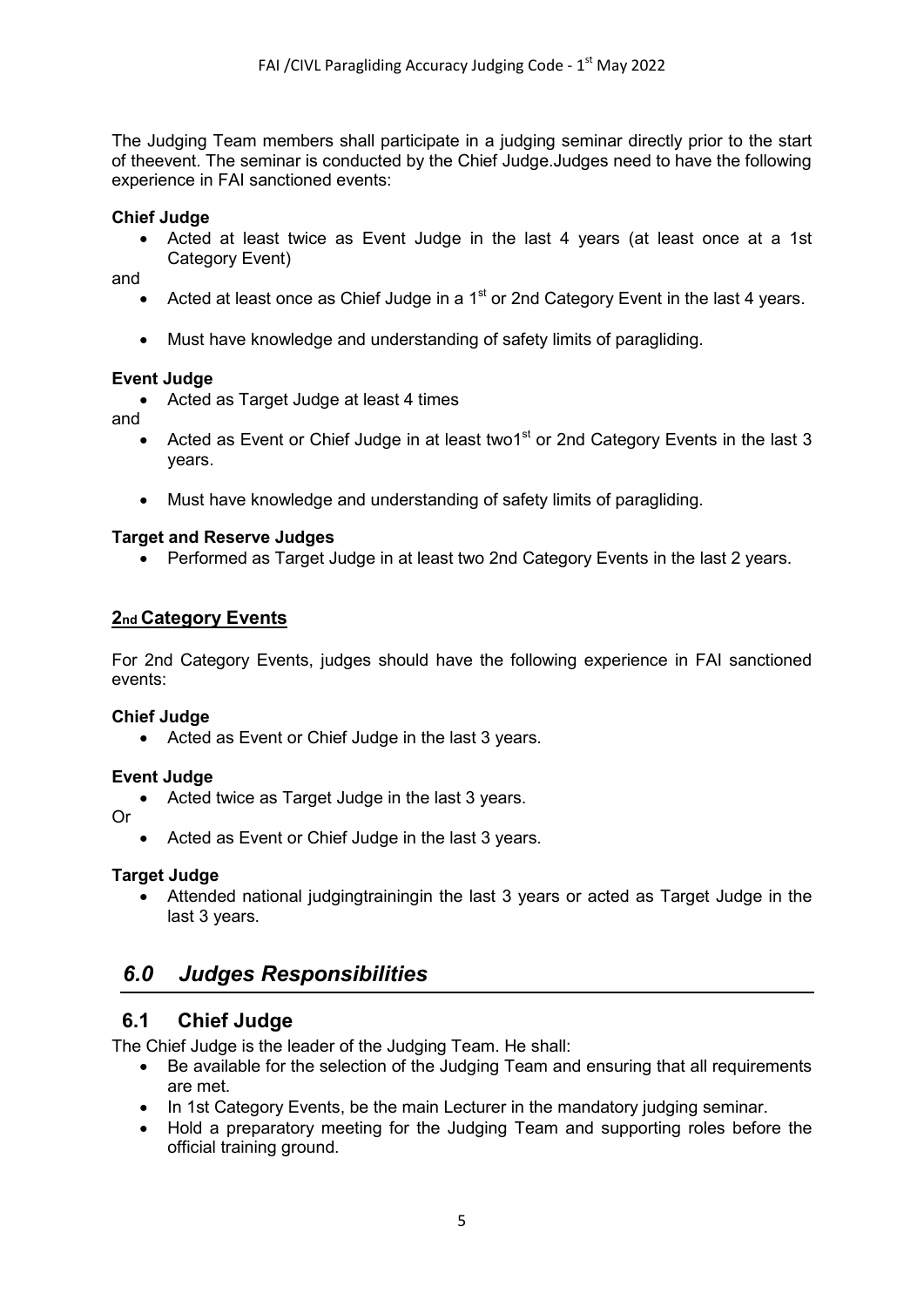The Judging Team members shall participate in a judging seminar directly prior to the start of theevent. The seminar is conducted by the Chief Judge.Judges need to have the following experience in FAI sanctioned events:

**Chief Judge**

- Acted at least twice as Event Judge in the last 4 years (at least once at a 1st Category Event)

and

- Acted at least once as Chief Judge in a 1st or 2nd Category Event in the last 4 years.
- Must have knowledge and understanding of safety limits of paragliding.

**Event Judge**

- Acted as Target Judge at least 4 times

and

- Acted as Event or Chief Judge in at least two1st or 2nd Category Events in the last 3 years.
- Must have knowledge and understanding of safety limits of paragliding.

**Target and Reserve Judges**

- Performed as Target Judge in at least two 2nd Category Events in the last 2 years.

## 2nd Category Events

For 2nd Category Events, judges should have the following experience in FAI sanctioned events:

**Chief Judge**

- Acted as Event or Chief Judge in the last 3 years.

**Event Judge**

- Acted twice as Target Judge in the last 3 years.

Or

- Acted as Event or Chief Judge in the last 3 years.

**Target Judge**

- Attended national judgingtrainingin the last 3 years or acted as Target Judge in the last 3 years.

# *6.0 Judges Responsibilities*

## 6.1 Chief Judge

The Chief Judge is the leader of the Judging Team. He shall:

- Be available for the selection of the Judging Team and ensuring that all requirements are met.
- In 1st Category Events, be the main Lecturer in the mandatory judging seminar.
- Hold a preparatory meeting for the Judging Team and supporting roles before the official training ground.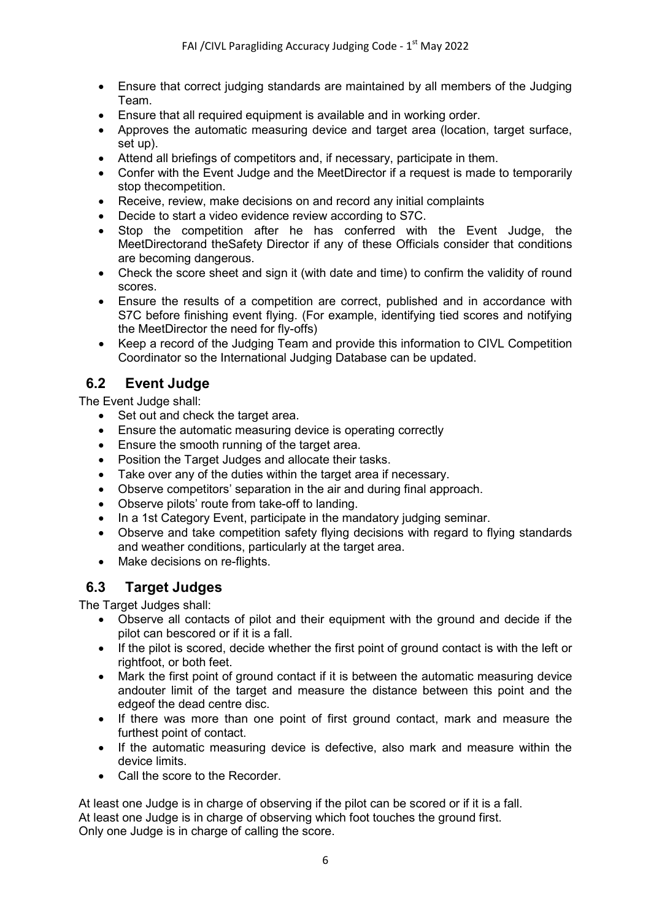- Ensure that correct judging standards are maintained by all members of the Judging Team.
- Ensure that all required equipment is available and in working order.
- Approves the automatic measuring device and target area (location, target surface, set up).
- Attend all briefings of competitors and, if necessary, participate in them.
- Confer with the Event Judge and the MeetDirector if a request is made to temporarily stop thecompetition.
- Receive, review, make decisions on and record any initial complaints
- Decide to start a video evidence review according to S7C.
- Stop the competition after he has conferred with the Event Judge, the MeetDirectorand theSafety Director if any of these Officials consider that conditions are becoming dangerous.
- Check the score sheet and sign it (with date and time) to confirm the validity of round scores.
- Ensure the results of a competition are correct, published and in accordance with S7C before finishing event flying. (For example, identifying tied scores and notifying the MeetDirector the need for fly-offs)
- Keep a record of the Judging Team and provide this information to CIVL Competition Coordinator so the International Judging Database can be updated.

## 6.2 Event Judge

The Event Judge shall:

- Set out and check the target area.
- Ensure the automatic measuring device is operating correctly
- Ensure the smooth running of the target area.
- Position the Target Judges and allocate their tasks.
- Take over any of the duties within the target area if necessary.
- Observe competitors' separation in the air and during final approach.
- Observe pilots' route from take-off to landing.
- In a 1st Category Event, participate in the mandatory judging seminar.
- Observe and take competition safety flying decisions with regard to flying standards and weather conditions, particularly at the target area.
- Make decisions on re-flights.

## 6.3 Target Judges

The Target Judges shall:

- Observe all contacts of pilot and their equipment with the ground and decide if the pilot can bescored or if it is a fall.
- If the pilot is scored, decide whether the first point of ground contact is with the left or rightfoot, or both feet.
- Mark the first point of ground contact if it is between the automatic measuring device andouter limit of the target and measure the distance between this point and the edgeof the dead centre disc.
- If there was more than one point of first ground contact, mark and measure the furthest point of contact.
- If the automatic measuring device is defective, also mark and measure within the device limits.
- Call the score to the Recorder.

At least one Judge is in charge of observing if the pilot can be scored or if it is a fall.
At least one Judge is in charge of observing which foot touches the ground first.
Only one Judge is in charge of calling the score.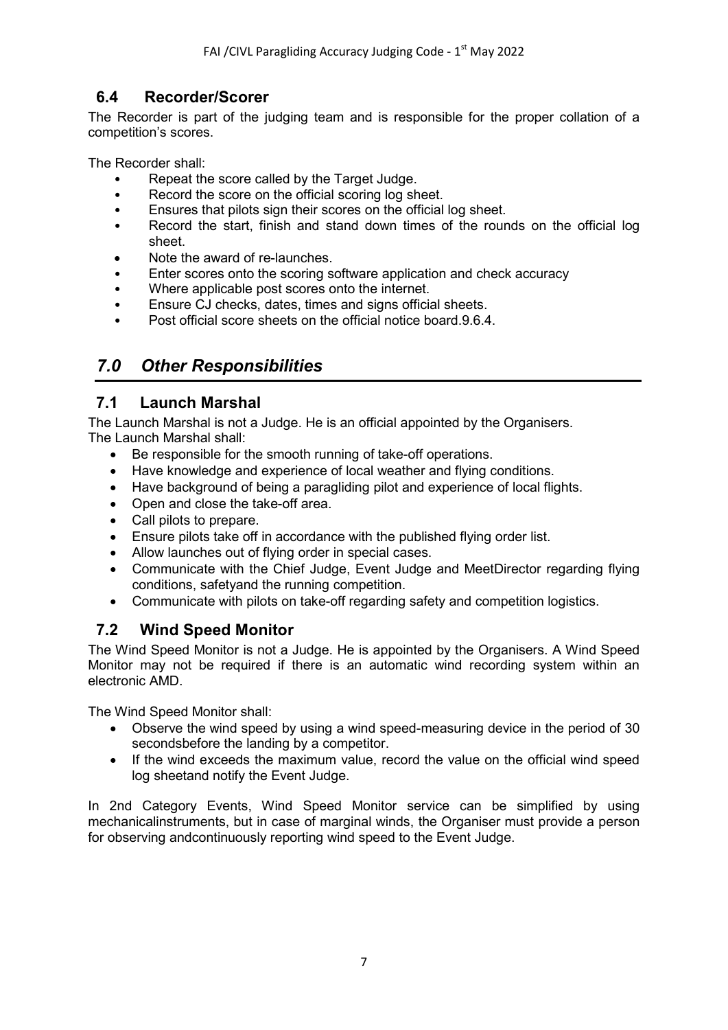### 6.4 Recorder/Scorer

The Recorder is part of the judging team and is responsible for the proper collation of a competition's scores.

The Recorder shall:

- Repeat the score called by the Target Judge.
- Record the score on the official scoring log sheet.
- Ensures that pilots sign their scores on the official log sheet.
- Record the start, finish and stand down times of the rounds on the official log sheet.
- Note the award of re-launches.
- Enter scores onto the scoring software application and check accuracy
- Where applicable post scores onto the internet.
- Ensure CJ checks, dates, times and signs official sheets.
- Post official score sheets on the official notice board.9.6.4.

## *7.0 Other Responsibilities*

### 7.1 Launch Marshal

The Launch Marshal is not a Judge. He is an official appointed by the Organisers.
The Launch Marshal shall:

- Be responsible for the smooth running of take-off operations.
- Have knowledge and experience of local weather and flying conditions.
- Have background of being a paragliding pilot and experience of local flights.
- Open and close the take-off area.
- Call pilots to prepare.
- Ensure pilots take off in accordance with the published flying order list.
- Allow launches out of flying order in special cases.
- Communicate with the Chief Judge, Event Judge and MeetDirector regarding flying conditions, safetyand the running competition.
- Communicate with pilots on take-off regarding safety and competition logistics.

### 7.2 Wind Speed Monitor

The Wind Speed Monitor is not a Judge. He is appointed by the Organisers. A Wind Speed Monitor may not be required if there is an automatic wind recording system within an electronic AMD.

The Wind Speed Monitor shall:

- Observe the wind speed by using a wind speed-measuring device in the period of 30 secondsbefore the landing by a competitor.
- If the wind exceeds the maximum value, record the value on the official wind speed log sheetand notify the Event Judge.

In 2nd Category Events, Wind Speed Monitor service can be simplified by using mechanicalinstruments, but in case of marginal winds, the Organiser must provide a person for observing andcontinuously reporting wind speed to the Event Judge.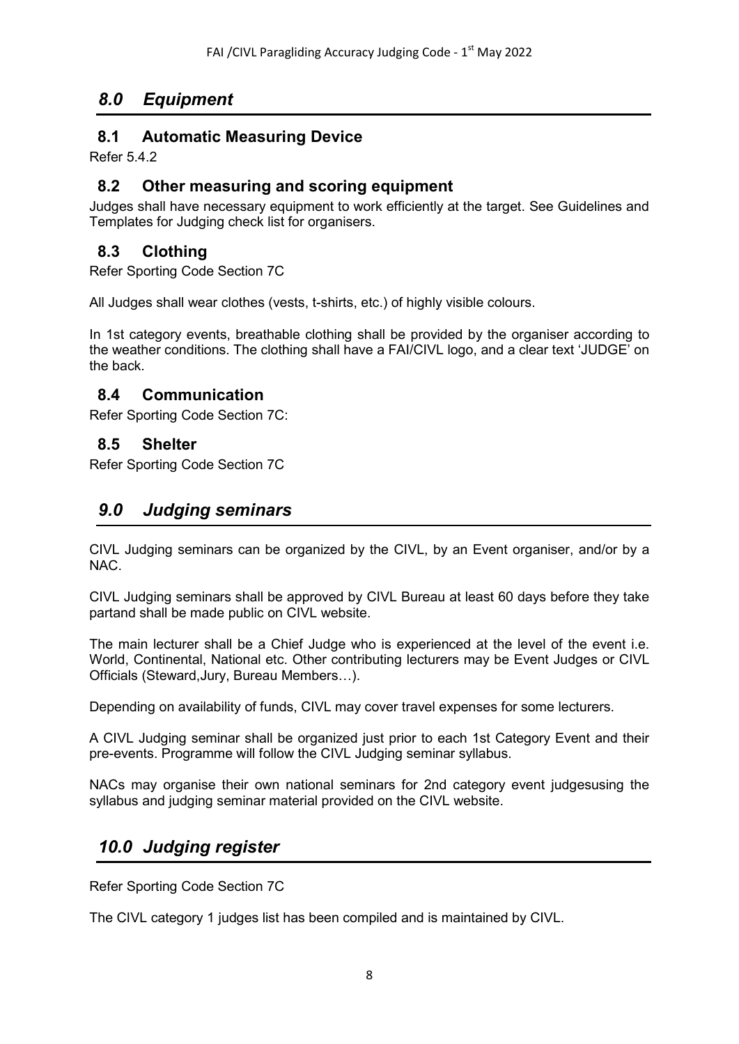## *8.0 Equipment*

### 8.1 Automatic Measuring Device

Refer 5.4.2

### 8.2 Other measuring and scoring equipment

Judges shall have necessary equipment to work efficiently at the target. See Guidelines and Templates for Judging check list for organisers.

### 8.3 Clothing

Refer Sporting Code Section 7C

All Judges shall wear clothes (vests, t-shirts, etc.) of highly visible colours.

In 1st category events, breathable clothing shall be provided by the organiser according to the weather conditions. The clothing shall have a FAI/CIVL logo, and a clear text 'JUDGE' on the back.

### 8.4 Communication

Refer Sporting Code Section 7C:

### 8.5 Shelter

Refer Sporting Code Section 7C

## *9.0 Judging seminars*

CIVL Judging seminars can be organized by the CIVL, by an Event organiser, and/or by a NAC.

CIVL Judging seminars shall be approved by CIVL Bureau at least 60 days before they take partand shall be made public on CIVL website.

The main lecturer shall be a Chief Judge who is experienced at the level of the event i.e. World, Continental, National etc. Other contributing lecturers may be Event Judges or CIVL Officials (Steward,Jury, Bureau Members…).

Depending on availability of funds, CIVL may cover travel expenses for some lecturers.

A CIVL Judging seminar shall be organized just prior to each 1st Category Event and their pre-events. Programme will follow the CIVL Judging seminar syllabus.

NACs may organise their own national seminars for 2nd category event judgesusing the syllabus and judging seminar material provided on the CIVL website.

## *10.0 Judging register*

Refer Sporting Code Section 7C

The CIVL category 1 judges list has been compiled and is maintained by CIVL.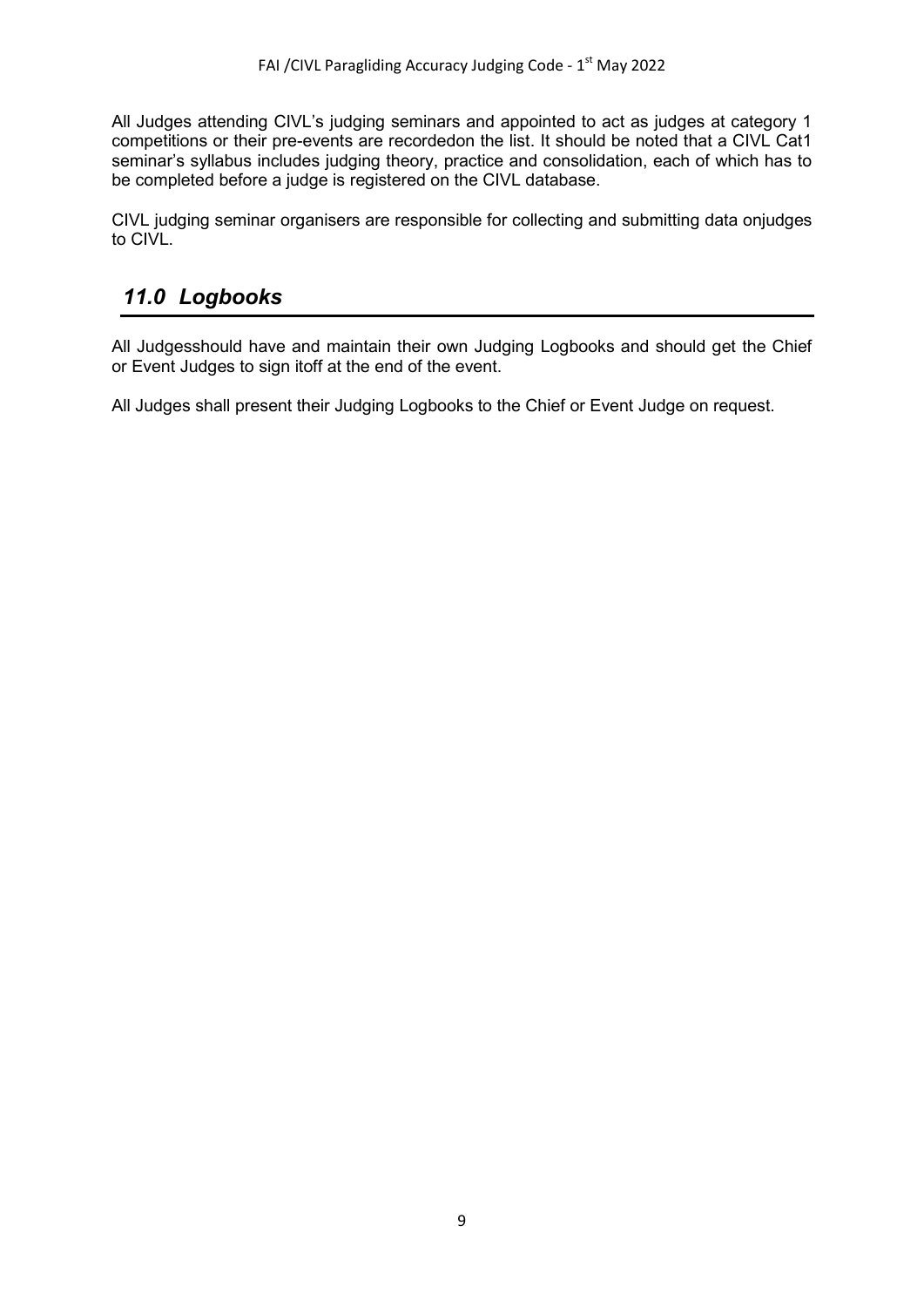All Judges attending CIVL's judging seminars and appointed to act as judges at category 1 competitions or their pre-events are recordedon the list. It should be noted that a CIVL Cat1 seminar's syllabus includes judging theory, practice and consolidation, each of which has to be completed before a judge is registered on the CIVL database.

CIVL judging seminar organisers are responsible for collecting and submitting data onjudges to CIVL.

## *11.0 Logbooks*

All Judgesshould have and maintain their own Judging Logbooks and should get the Chief or Event Judges to sign itoff at the end of the event.

All Judges shall present their Judging Logbooks to the Chief or Event Judge on request.